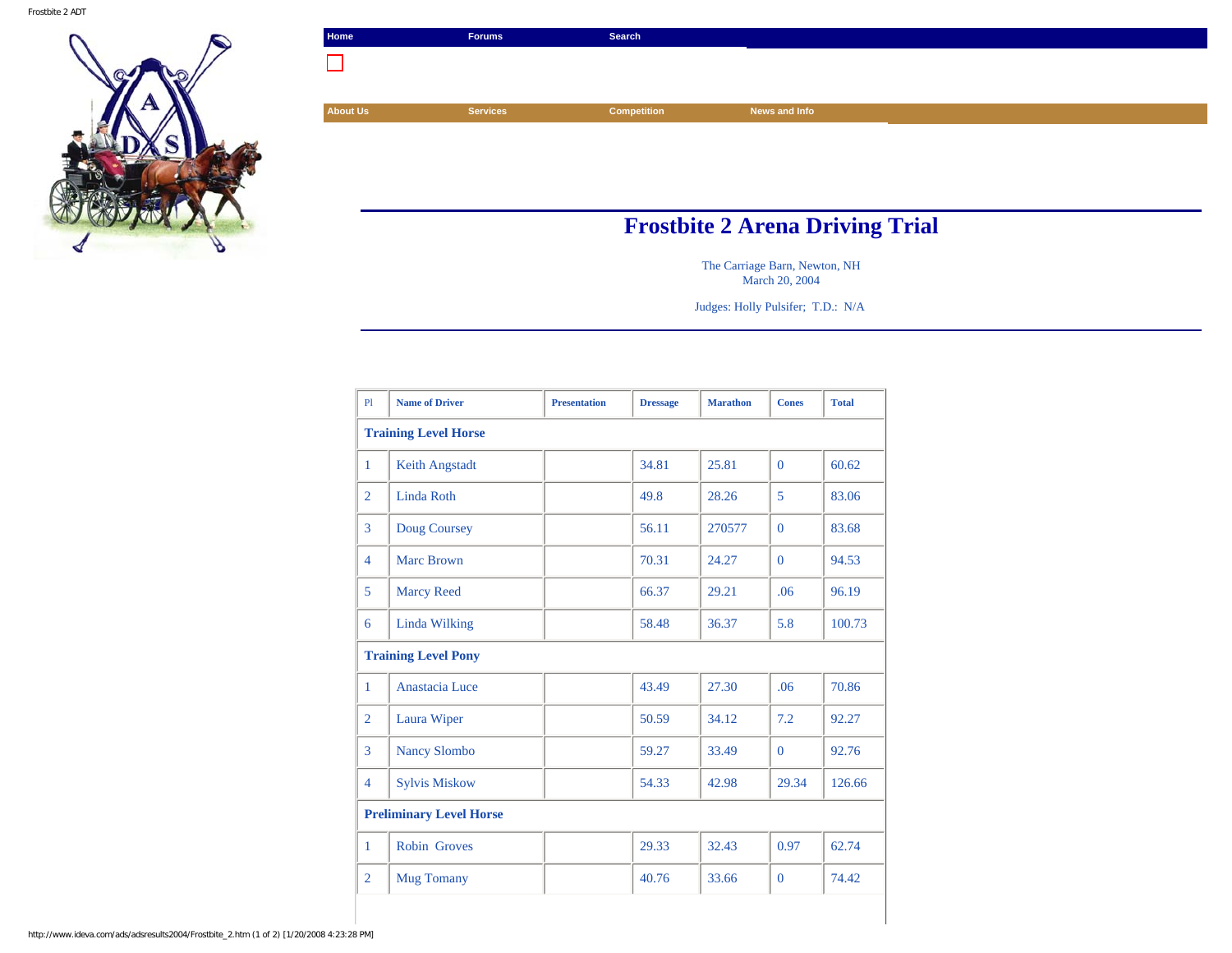Home | Forums | Search

About Us | Services | Competition | News and Info

# Frostbite 2 Arena Driving Trial

The Carriage Barn, Newton, NH
March 20, 2004

Judges: Holly Pulsifer; T.D.: N/A

| Pl | Name of Driver | Presentation | Dressage | Marathon | Cones | Total |
|---|---|---|---|---|---|---|
| **Training Level Horse** | | | | | | |
| 1 | Keith Angstadt | | 34.81 | 25.81 | 0 | 60.62 |
| 2 | Linda Roth | | 49.8 | 28.26 | 5 | 83.06 |
| 3 | Doug Coursey | | 56.11 | 270577 | 0 | 83.68 |
| 4 | Marc Brown | | 70.31 | 24.27 | 0 | 94.53 |
| 5 | Marcy Reed | | 66.37 | 29.21 | .06 | 96.19 |
| 6 | Linda Wilking | | 58.48 | 36.37 | 5.8 | 100.73 |
| **Training Level Pony** | | | | | | |
| 1 | Anastacia Luce | | 43.49 | 27.30 | .06 | 70.86 |
| 2 | Laura Wiper | | 50.59 | 34.12 | 7.2 | 92.27 |
| 3 | Nancy Slombo | | 59.27 | 33.49 | 0 | 92.76 |
| 4 | Sylvis Miskow | | 54.33 | 42.98 | 29.34 | 126.66 |
| **Preliminary Level Horse** | | | | | | |
| 1 | Robin Groves | | 29.33 | 32.43 | 0.97 | 62.74 |
| 2 | Mug Tomany | | 40.76 | 33.66 | 0 | 74.42 |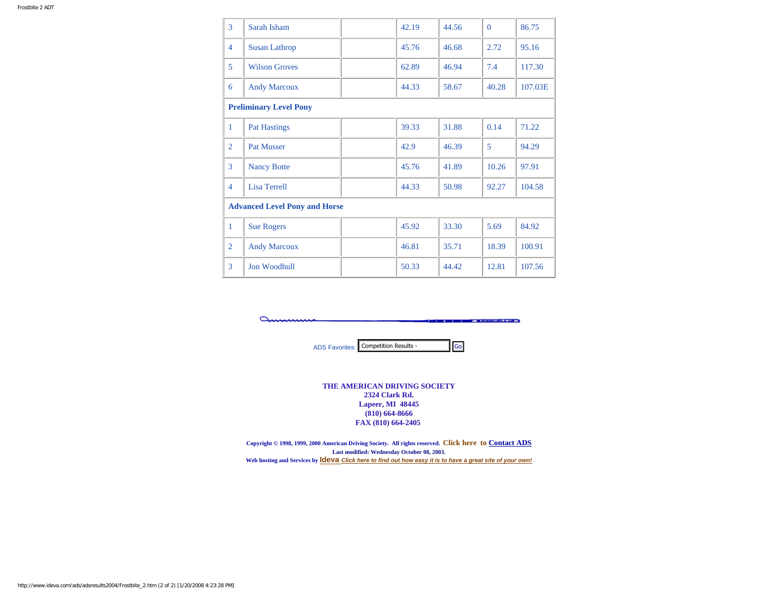| | | | | | | |
|---|---|---|---|---|---|---|
| 3 | Sarah Isham | | 42.19 | 44.56 | 0 | 86.75 |
| 4 | Susan Lathrop | | 45.76 | 46.68 | 2.72 | 95.16 |
| 5 | Wilson Groves | | 62.89 | 46.94 | 7.4 | 117.30 |
| 6 | Andy Marcoux | | 44.33 | 58.67 | 40.28 | 107.03E |
| **Preliminary Level Pony** | | | | | | |
| 1 | Pat Hastings | | 39.33 | 31.88 | 0.14 | 71.22 |
| 2 | Pat Musser | | 42.9 | 46.39 | 5 | 94.29 |
| 3 | Nancy Botte | | 45.76 | 41.89 | 10.26 | 97.91 |
| 4 | Lisa Terrell | | 44.33 | 50.98 | 92.27 | 104.58 |
| **Advanced Level Pony and Horse** | | | | | | |
| 1 | Sue Rogers | | 45.92 | 33.30 | 5.69 | 84.92 |
| 2 | Andy Marcoux | | 46.81 | 35.71 | 18.39 | 100.91 |
| 3 | Jon Woodhull | | 50.33 | 44.42 | 12.81 | 107.56 |

ADS Favorites: Competition Results - Go

**THE AMERICAN DRIVING SOCIETY**
**2324 Clark Rd.**
**Lapeer, MI 48445**
**(810) 664-8666**
**FAX (810) 664-2405**

**Copyright © 1998, 1999, 2000 American Driving Society. All rights reserved.** Click here to Contact ADS
**Last modified: Wednesday October 08, 2003.**
**Web hosting and Services by** Ideva *Click here to find out how easy it is to have a great site of your own!*